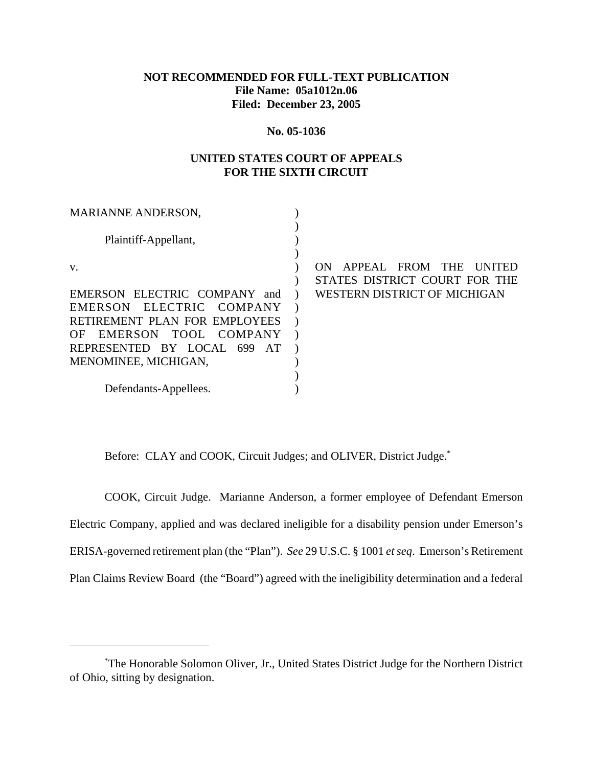**NOT RECOMMENDED FOR FULL-TEXT PUBLICATION**
**File Name: 05a1012n.06**
**Filed: December 23, 2005**

**No. 05-1036**

**UNITED STATES COURT OF APPEALS**
**FOR THE SIXTH CIRCUIT**

MARIANNE ANDERSON,

Plaintiff-Appellant,

v.

EMERSON ELECTRIC COMPANY and EMERSON ELECTRIC COMPANY RETIREMENT PLAN FOR EMPLOYEES OF EMERSON TOOL COMPANY REPRESENTED BY LOCAL 699 AT MENOMINEE, MICHIGAN,

Defendants-Appellees.

ON APPEAL FROM THE UNITED STATES DISTRICT COURT FOR THE WESTERN DISTRICT OF MICHIGAN

Before: CLAY and COOK, Circuit Judges; and OLIVER, District Judge.[*]

COOK, Circuit Judge. Marianne Anderson, a former employee of Defendant Emerson Electric Company, applied and was declared ineligible for a disability pension under Emerson's ERISA-governed retirement plan (the "Plan"). *See* 29 U.S.C. § 1001 *et seq*. Emerson's Retirement Plan Claims Review Board (the "Board") agreed with the ineligibility determination and a federal

---

[*]The Honorable Solomon Oliver, Jr., United States District Judge for the Northern District of Ohio, sitting by designation.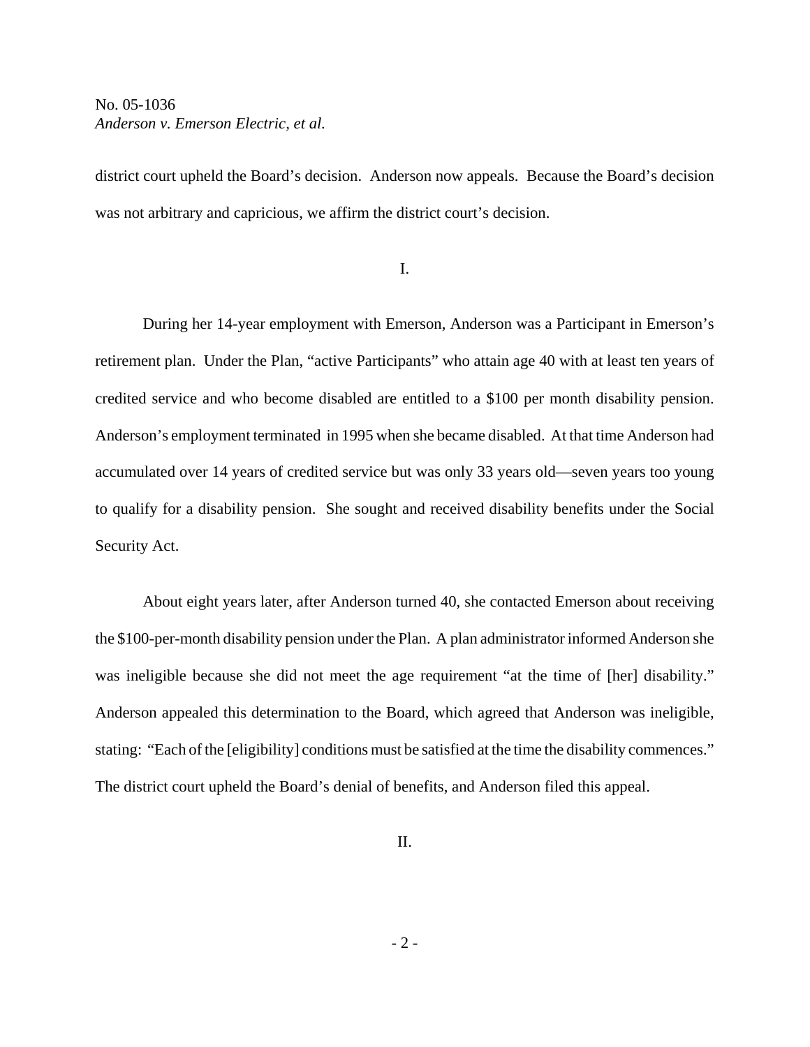district court upheld the Board's decision. Anderson now appeals. Because the Board's decision was not arbitrary and capricious, we affirm the district court's decision.

## I.

During her 14-year employment with Emerson, Anderson was a Participant in Emerson's retirement plan. Under the Plan, "active Participants" who attain age 40 with at least ten years of credited service and who become disabled are entitled to a $100 per month disability pension. Anderson's employment terminated in 1995 when she became disabled. At that time Anderson had accumulated over 14 years of credited service but was only 33 years old—seven years too young to qualify for a disability pension. She sought and received disability benefits under the Social Security Act.

About eight years later, after Anderson turned 40, she contacted Emerson about receiving the $100-per-month disability pension under the Plan. A plan administrator informed Anderson she was ineligible because she did not meet the age requirement "at the time of [her] disability." Anderson appealed this determination to the Board, which agreed that Anderson was ineligible, stating: "Each of the [eligibility] conditions must be satisfied at the time the disability commences." The district court upheld the Board's denial of benefits, and Anderson filed this appeal.

## II.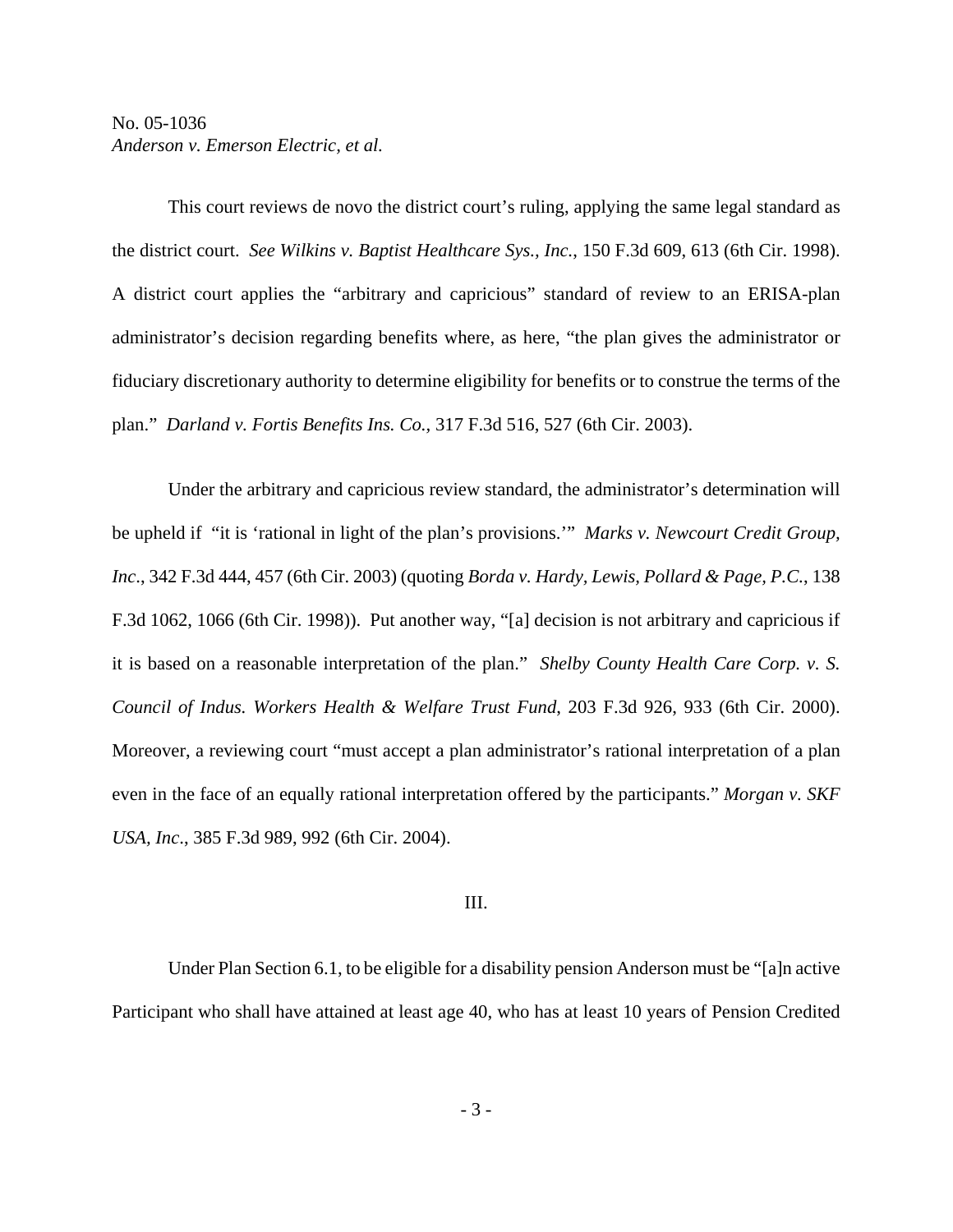This court reviews de novo the district court's ruling, applying the same legal standard as the district court. *See Wilkins v. Baptist Healthcare Sys., Inc.,* 150 F.3d 609, 613 (6th Cir. 1998). A district court applies the "arbitrary and capricious" standard of review to an ERISA-plan administrator's decision regarding benefits where, as here, "the plan gives the administrator or fiduciary discretionary authority to determine eligibility for benefits or to construe the terms of the plan." *Darland v. Fortis Benefits Ins. Co.,* 317 F.3d 516, 527 (6th Cir. 2003).

Under the arbitrary and capricious review standard, the administrator's determination will be upheld if "it is 'rational in light of the plan's provisions.'" *Marks v. Newcourt Credit Group, Inc*., 342 F.3d 444, 457 (6th Cir. 2003) (quoting *Borda v. Hardy, Lewis, Pollard & Page, P.C.*, 138 F.3d 1062, 1066 (6th Cir. 1998)). Put another way, "[a] decision is not arbitrary and capricious if it is based on a reasonable interpretation of the plan." *Shelby County Health Care Corp. v. S. Council of Indus. Workers Health & Welfare Trust Fund,* 203 F.3d 926, 933 (6th Cir. 2000). Moreover, a reviewing court "must accept a plan administrator's rational interpretation of a plan even in the face of an equally rational interpretation offered by the participants." *Morgan v. SKF USA, Inc*., 385 F.3d 989, 992 (6th Cir. 2004).

## III.

Under Plan Section 6.1, to be eligible for a disability pension Anderson must be "[a]n active Participant who shall have attained at least age 40, who has at least 10 years of Pension Credited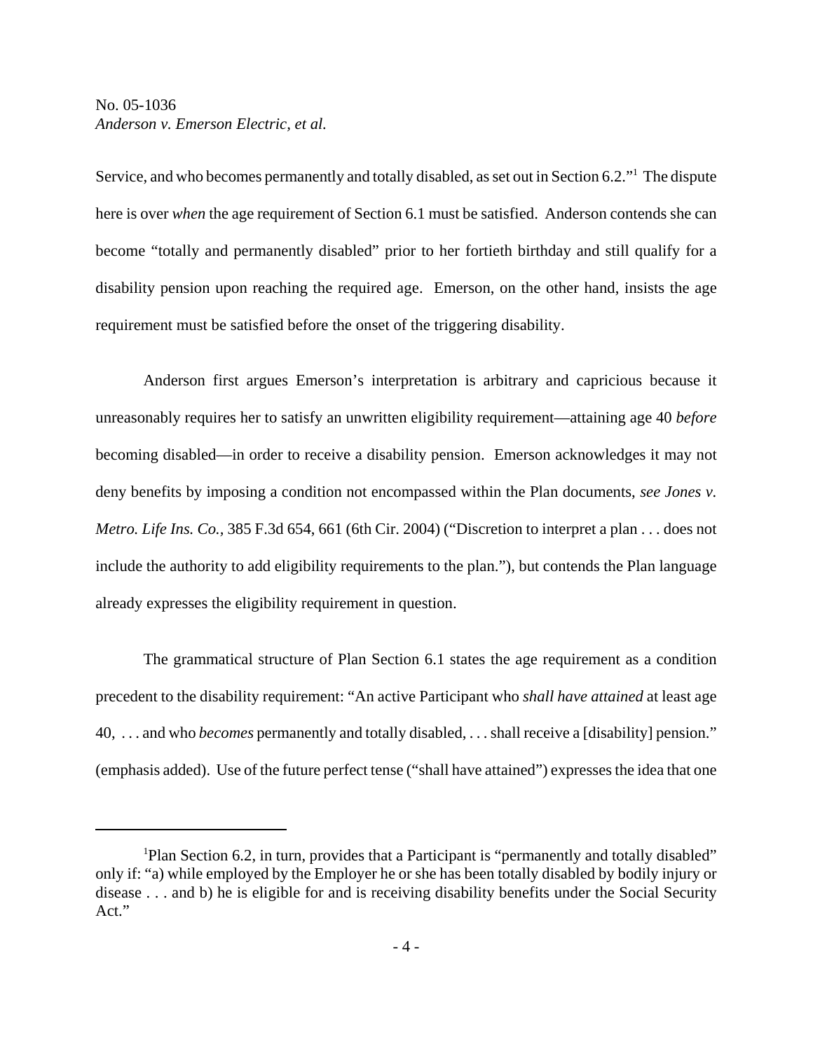Service, and who becomes permanently and totally disabled, as set out in Section 6.2."[1] The dispute here is over *when* the age requirement of Section 6.1 must be satisfied. Anderson contends she can become "totally and permanently disabled" prior to her fortieth birthday and still qualify for a disability pension upon reaching the required age. Emerson, on the other hand, insists the age requirement must be satisfied before the onset of the triggering disability.

Anderson first argues Emerson's interpretation is arbitrary and capricious because it unreasonably requires her to satisfy an unwritten eligibility requirement—attaining age 40 *before* becoming disabled—in order to receive a disability pension. Emerson acknowledges it may not deny benefits by imposing a condition not encompassed within the Plan documents, *see Jones v. Metro. Life Ins. Co.*, 385 F.3d 654, 661 (6th Cir. 2004) ("Discretion to interpret a plan . . . does not include the authority to add eligibility requirements to the plan."), but contends the Plan language already expresses the eligibility requirement in question.

The grammatical structure of Plan Section 6.1 states the age requirement as a condition precedent to the disability requirement: "An active Participant who *shall have attained* at least age 40, . . . and who *becomes* permanently and totally disabled, . . . shall receive a [disability] pension." (emphasis added). Use of the future perfect tense ("shall have attained") expresses the idea that one

---

[1] Plan Section 6.2, in turn, provides that a Participant is "permanently and totally disabled" only if: "a) while employed by the Employer he or she has been totally disabled by bodily injury or disease . . . and b) he is eligible for and is receiving disability benefits under the Social Security Act."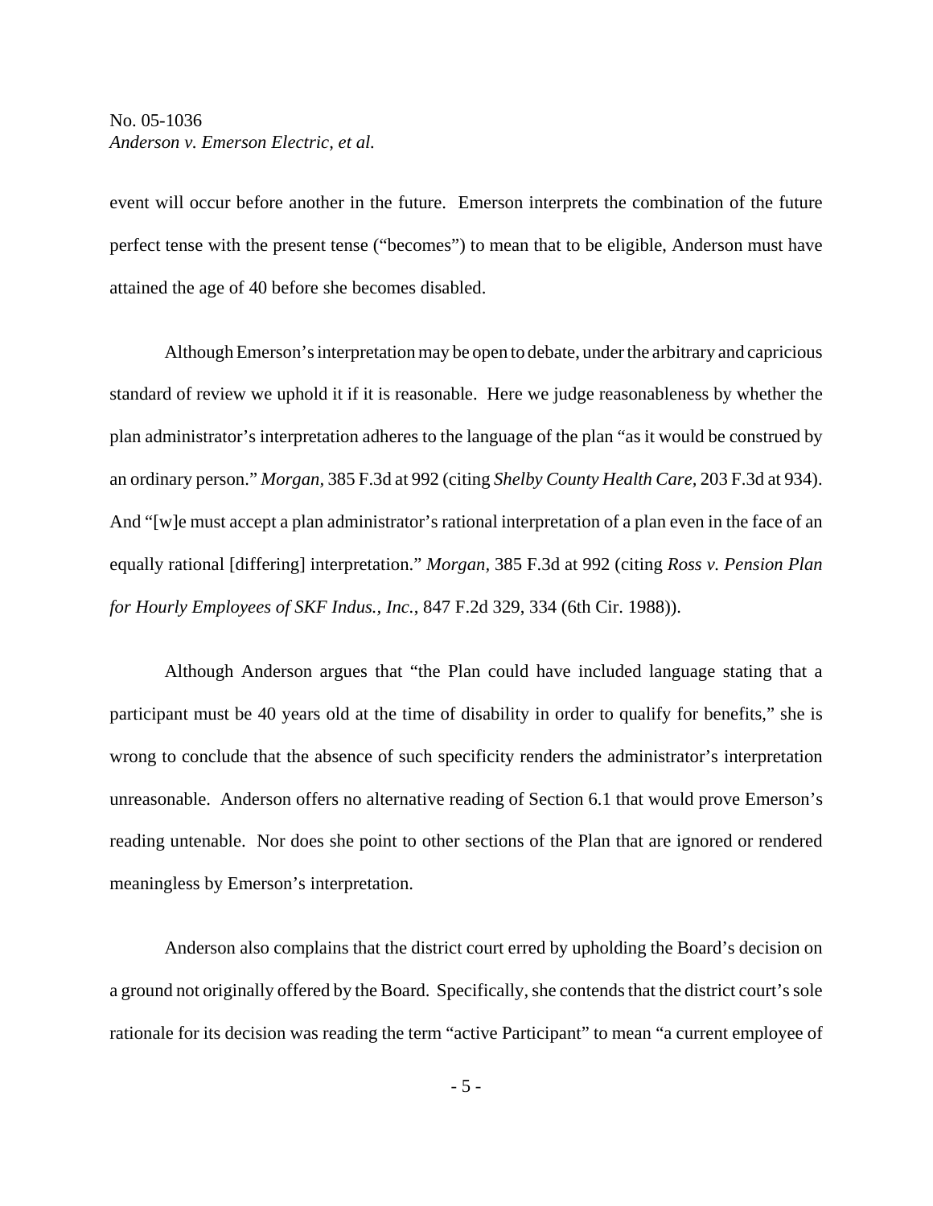event will occur before another in the future. Emerson interprets the combination of the future perfect tense with the present tense ("becomes") to mean that to be eligible, Anderson must have attained the age of 40 before she becomes disabled.

Although Emerson's interpretation may be open to debate, under the arbitrary and capricious standard of review we uphold it if it is reasonable. Here we judge reasonableness by whether the plan administrator's interpretation adheres to the language of the plan "as it would be construed by an ordinary person." *Morgan*, 385 F.3d at 992 (citing *Shelby County Health Care*, 203 F.3d at 934). And "[w]e must accept a plan administrator's rational interpretation of a plan even in the face of an equally rational [differing] interpretation." *Morgan*, 385 F.3d at 992 (citing *Ross v. Pension Plan for Hourly Employees of SKF Indus., Inc.*, 847 F.2d 329, 334 (6th Cir. 1988)).

Although Anderson argues that "the Plan could have included language stating that a participant must be 40 years old at the time of disability in order to qualify for benefits," she is wrong to conclude that the absence of such specificity renders the administrator's interpretation unreasonable. Anderson offers no alternative reading of Section 6.1 that would prove Emerson's reading untenable. Nor does she point to other sections of the Plan that are ignored or rendered meaningless by Emerson's interpretation.

Anderson also complains that the district court erred by upholding the Board's decision on a ground not originally offered by the Board. Specifically, she contends that the district court's sole rationale for its decision was reading the term "active Participant" to mean "a current employee of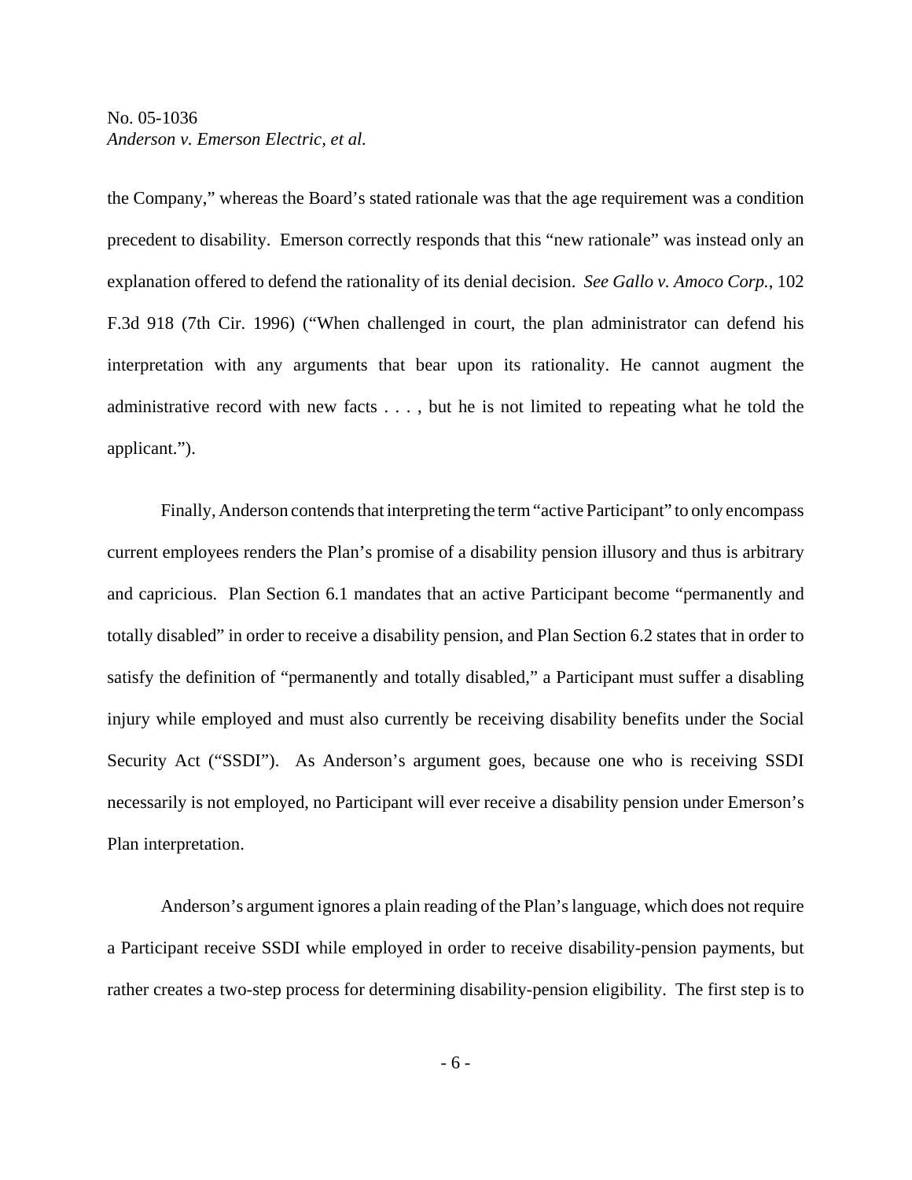the Company," whereas the Board's stated rationale was that the age requirement was a condition precedent to disability. Emerson correctly responds that this "new rationale" was instead only an explanation offered to defend the rationality of its denial decision. *See Gallo v. Amoco Corp.*, 102 F.3d 918 (7th Cir. 1996) ("When challenged in court, the plan administrator can defend his interpretation with any arguments that bear upon its rationality. He cannot augment the administrative record with new facts . . . , but he is not limited to repeating what he told the applicant.").

Finally, Anderson contends that interpreting the term "active Participant" to only encompass current employees renders the Plan's promise of a disability pension illusory and thus is arbitrary and capricious. Plan Section 6.1 mandates that an active Participant become "permanently and totally disabled" in order to receive a disability pension, and Plan Section 6.2 states that in order to satisfy the definition of "permanently and totally disabled," a Participant must suffer a disabling injury while employed and must also currently be receiving disability benefits under the Social Security Act ("SSDI"). As Anderson's argument goes, because one who is receiving SSDI necessarily is not employed, no Participant will ever receive a disability pension under Emerson's Plan interpretation.

Anderson's argument ignores a plain reading of the Plan's language, which does not require a Participant receive SSDI while employed in order to receive disability-pension payments, but rather creates a two-step process for determining disability-pension eligibility. The first step is to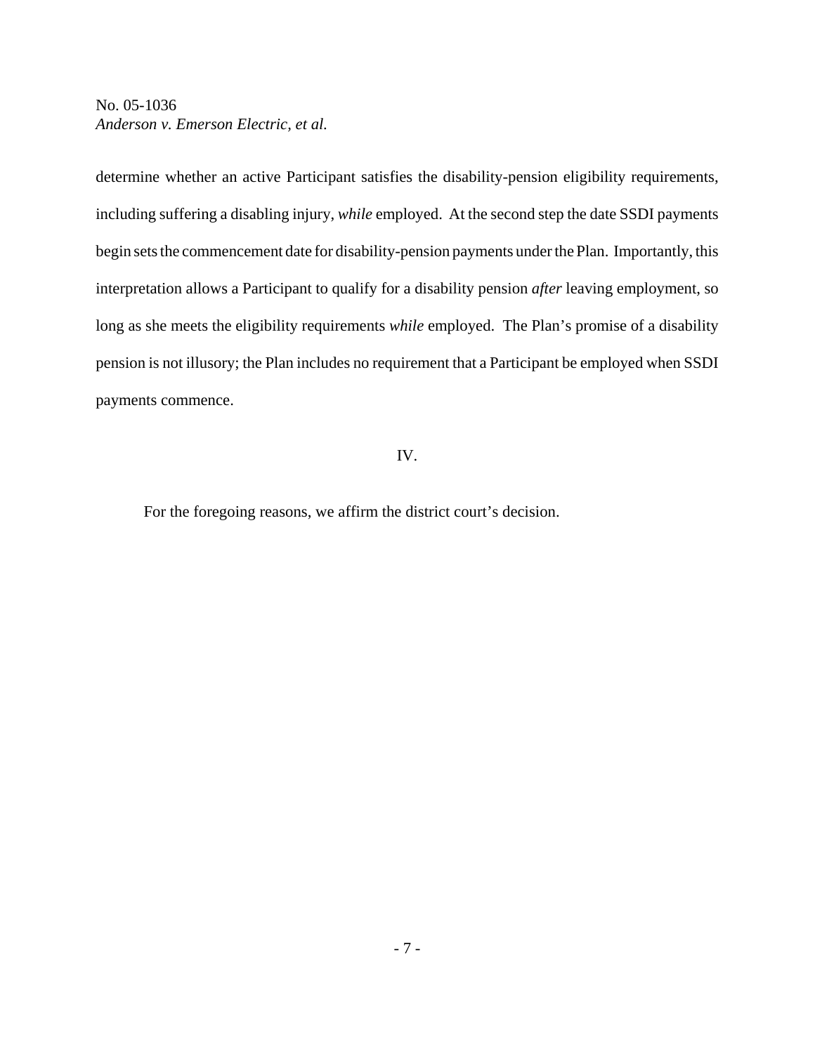determine whether an active Participant satisfies the disability-pension eligibility requirements, including suffering a disabling injury, *while* employed. At the second step the date SSDI payments begin sets the commencement date for disability-pension payments under the Plan. Importantly, this interpretation allows a Participant to qualify for a disability pension *after* leaving employment, so long as she meets the eligibility requirements *while* employed. The Plan's promise of a disability pension is not illusory; the Plan includes no requirement that a Participant be employed when SSDI payments commence.

IV.

For the foregoing reasons, we affirm the district court's decision.